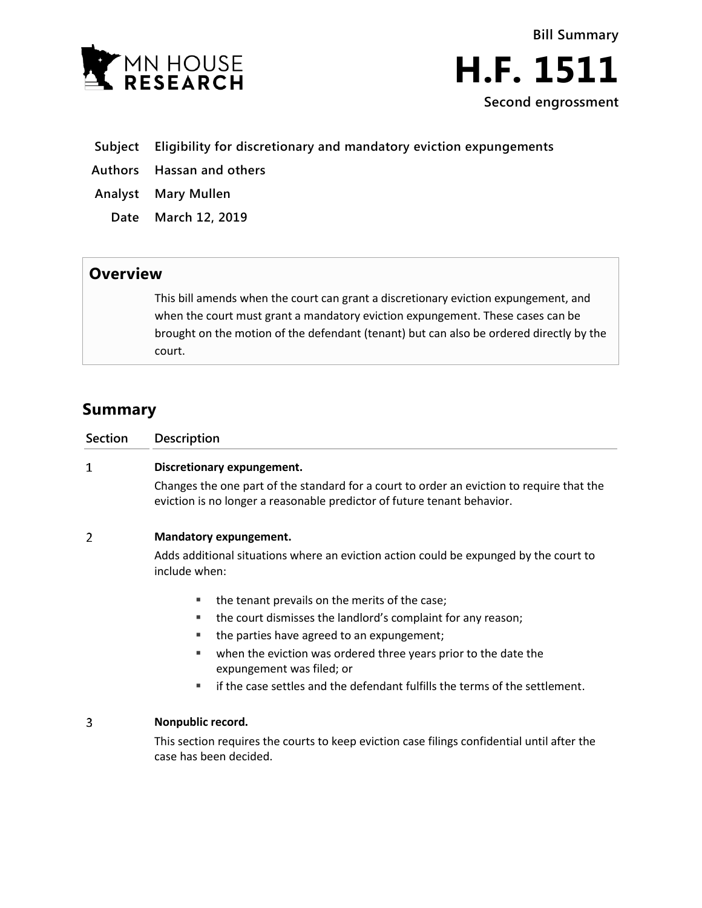MN HOUSE RESEARCH

Bill Summary

# H.F. 1511

Second engrossment

**Subject** Eligibility for discretionary and mandatory eviction expungements

**Authors** Hassan and others

**Analyst** Mary Mullen

**Date** March 12, 2019

## Overview

This bill amends when the court can grant a discretionary eviction expungement, and when the court must grant a mandatory eviction expungement. These cases can be brought on the motion of the defendant (tenant) but can also be ordered directly by the court.

## Summary

| Section | Description |
|---|---|
| 1 | **Discretionary expungement.**<br>Changes the one part of the standard for a court to order an eviction to require that the eviction is no longer a reasonable predictor of future tenant behavior. |
| 2 | **Mandatory expungement.**<br>Adds additional situations where an eviction action could be expunged by the court to include when:<br>▪ the tenant prevails on the merits of the case;<br>▪ the court dismisses the landlord's complaint for any reason;<br>▪ the parties have agreed to an expungement;<br>▪ when the eviction was ordered three years prior to the date the expungement was filed; or<br>▪ if the case settles and the defendant fulfills the terms of the settlement. |
| 3 | **Nonpublic record.**<br>This section requires the courts to keep eviction case filings confidential until after the case has been decided. |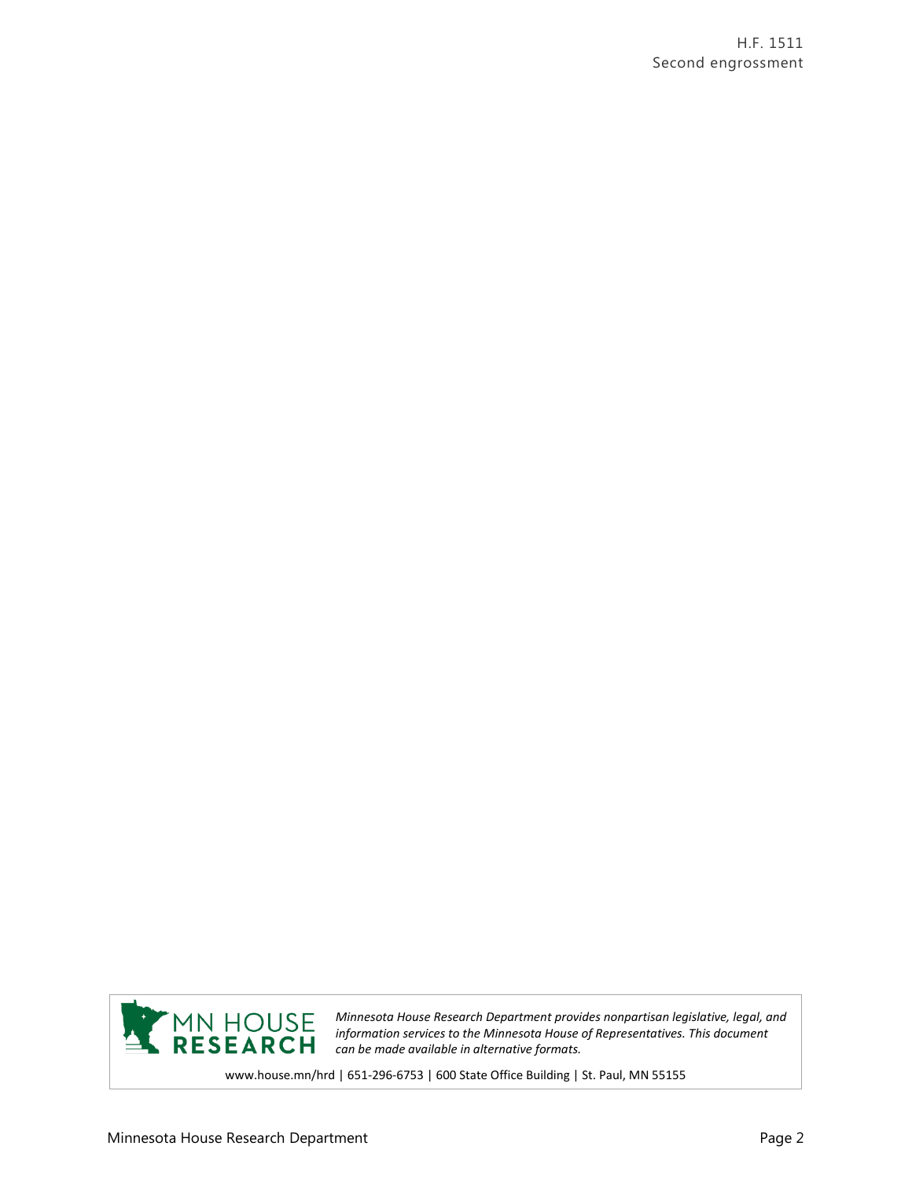Minnesota House Research Department provides nonpartisan legislative, legal, and information services to the Minnesota House of Representatives. This document can be made available in alternative formats.

www.house.mn/hrd | 651-296-6753 | 600 State Office Building | St. Paul, MN 55155